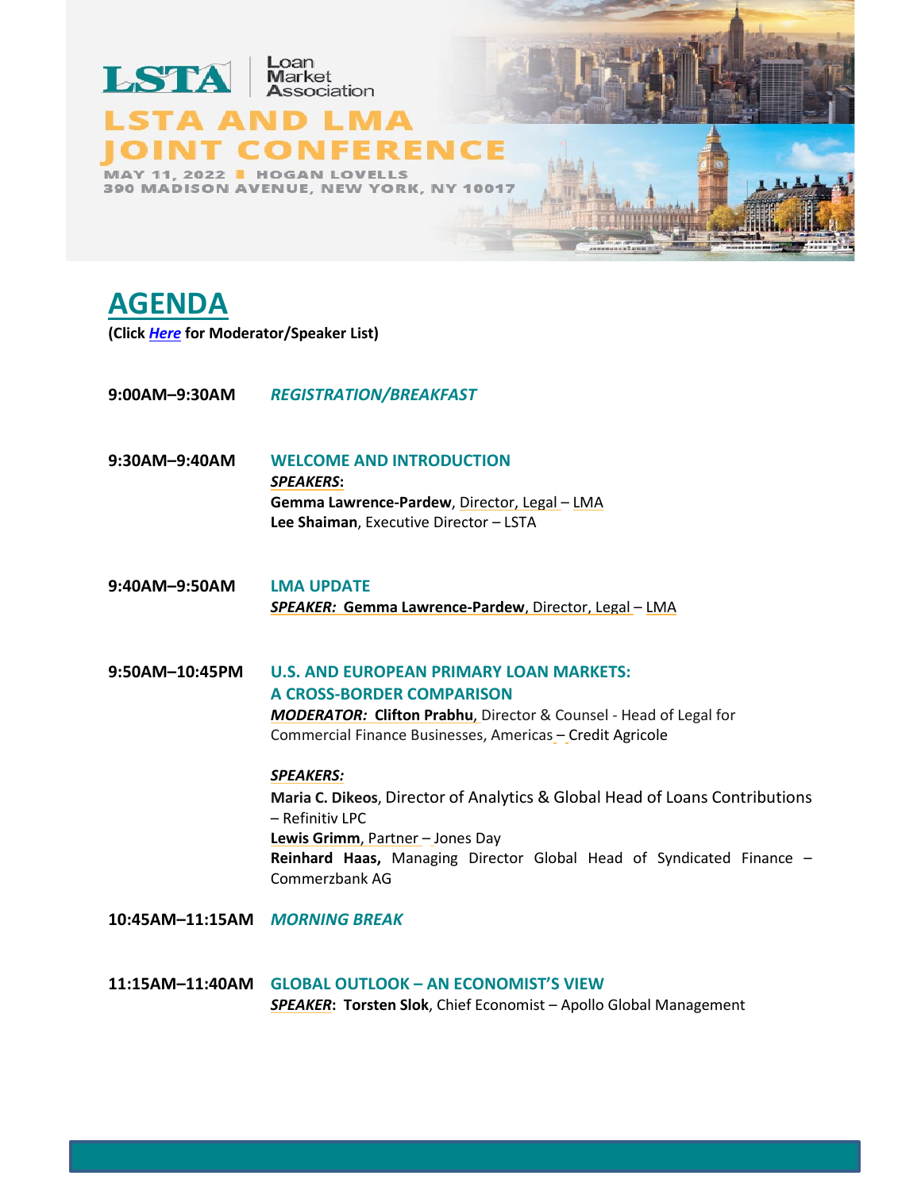LSTA | Loan Market Association

# LSTA AND LMA JOINT CONFERENCE

MAY 11, 2022 | HOGAN LOVELLS
390 MADISON AVENUE, NEW YORK, NY 10017

## AGENDA

**(Click *Here* for Moderator/Speaker List)**

**9:00AM–9:30AM** ***REGISTRATION/BREAKFAST***

**9:30AM–9:40AM** **WELCOME AND INTRODUCTION**
***SPEAKERS*:**
**Gemma Lawrence-Pardew**, Director, Legal – LMA
**Lee Shaiman**, Executive Director – LSTA

**9:40AM–9:50AM** **LMA UPDATE**
***SPEAKER:*** **Gemma Lawrence-Pardew**, Director, Legal – LMA

**9:50AM–10:45PM** **U.S. AND EUROPEAN PRIMARY LOAN MARKETS: A CROSS-BORDER COMPARISON**
***MODERATOR:*** **Clifton Prabhu**, Director & Counsel - Head of Legal for Commercial Finance Businesses, Americas – Credit Agricole

***SPEAKERS:***
**Maria C. Dikeos**, Director of Analytics & Global Head of Loans Contributions – Refinitiv LPC
**Lewis Grimm**, Partner – Jones Day
**Reinhard Haas,** Managing Director Global Head of Syndicated Finance – Commerzbank AG

**10:45AM–11:15AM** ***MORNING BREAK***

**11:15AM–11:40AM** **GLOBAL OUTLOOK – AN ECONOMIST'S VIEW**
***SPEAKER*:** **Torsten Slok**, Chief Economist – Apollo Global Management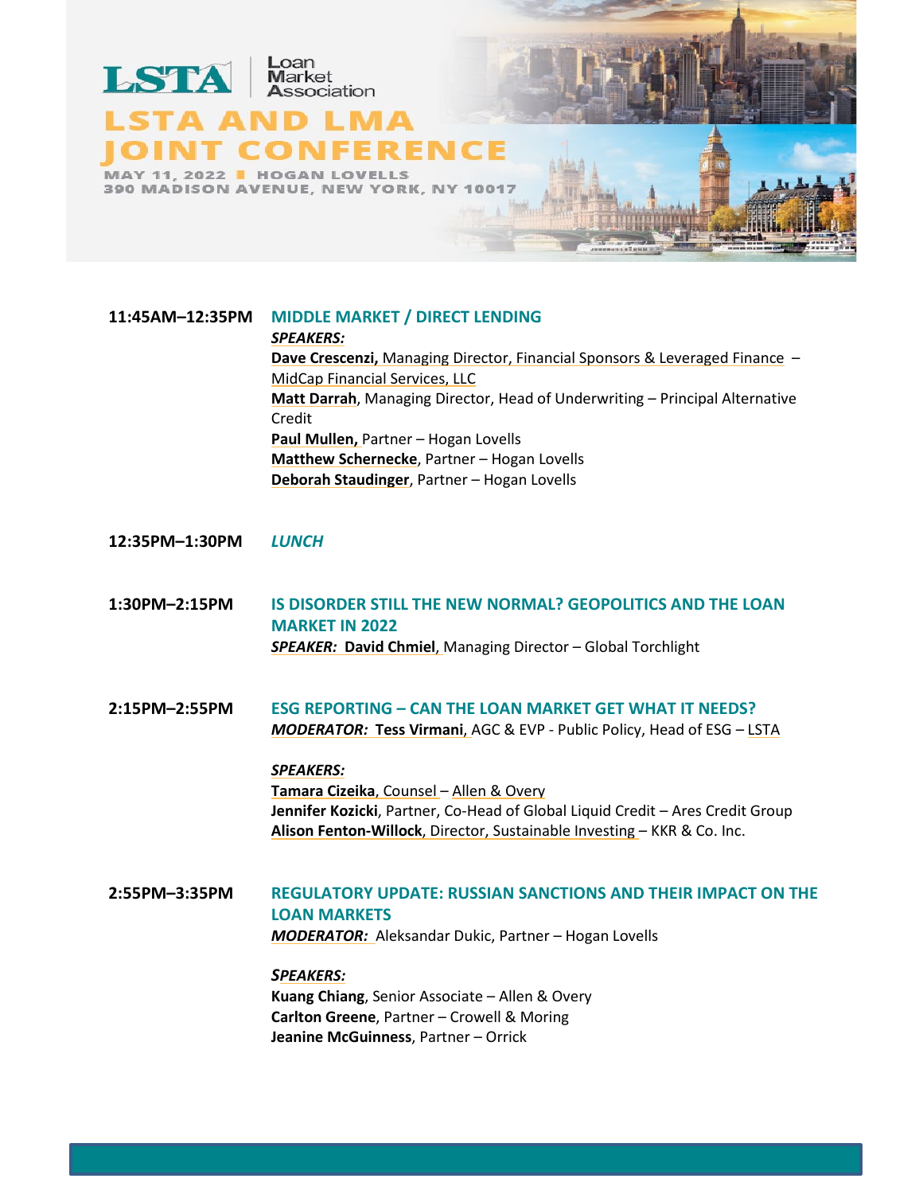LSTA | Loan Market Association

# LSTA AND LMA JOINT CONFERENCE

MAY 11, 2022 | HOGAN LOVELLS
390 MADISON AVENUE, NEW YORK, NY 10017

**11:45AM–12:35PM** **MIDDLE MARKET / DIRECT LENDING**

***SPEAKERS:***
**Dave Crescenzi,** Managing Director, Financial Sponsors & Leveraged Finance – MidCap Financial Services, LLC
**Matt Darrah**, Managing Director, Head of Underwriting – Principal Alternative Credit
**Paul Mullen,** Partner – Hogan Lovells
**Matthew Schernecke**, Partner – Hogan Lovells
**Deborah Staudinger**, Partner – Hogan Lovells

**12:35PM–1:30PM** ***LUNCH***

**1:30PM–2:15PM** **IS DISORDER STILL THE NEW NORMAL? GEOPOLITICS AND THE LOAN MARKET IN 2022**

***SPEAKER:*** **David Chmiel**, Managing Director – Global Torchlight

**2:15PM–2:55PM** **ESG REPORTING – CAN THE LOAN MARKET GET WHAT IT NEEDS?**

***MODERATOR:*** **Tess Virmani**, AGC & EVP - Public Policy, Head of ESG – LSTA

***SPEAKERS:***
**Tamara Cizeika**, Counsel – Allen & Overy
**Jennifer Kozicki**, Partner, Co-Head of Global Liquid Credit – Ares Credit Group
**Alison Fenton-Willock**, Director, Sustainable Investing – KKR & Co. Inc.

**2:55PM–3:35PM** **REGULATORY UPDATE: RUSSIAN SANCTIONS AND THEIR IMPACT ON THE LOAN MARKETS**

***MODERATOR:*** Aleksandar Dukic, Partner – Hogan Lovells

***SPEAKERS:***
**Kuang Chiang**, Senior Associate – Allen & Overy
**Carlton Greene**, Partner – Crowell & Moring
**Jeanine McGuinness**, Partner – Orrick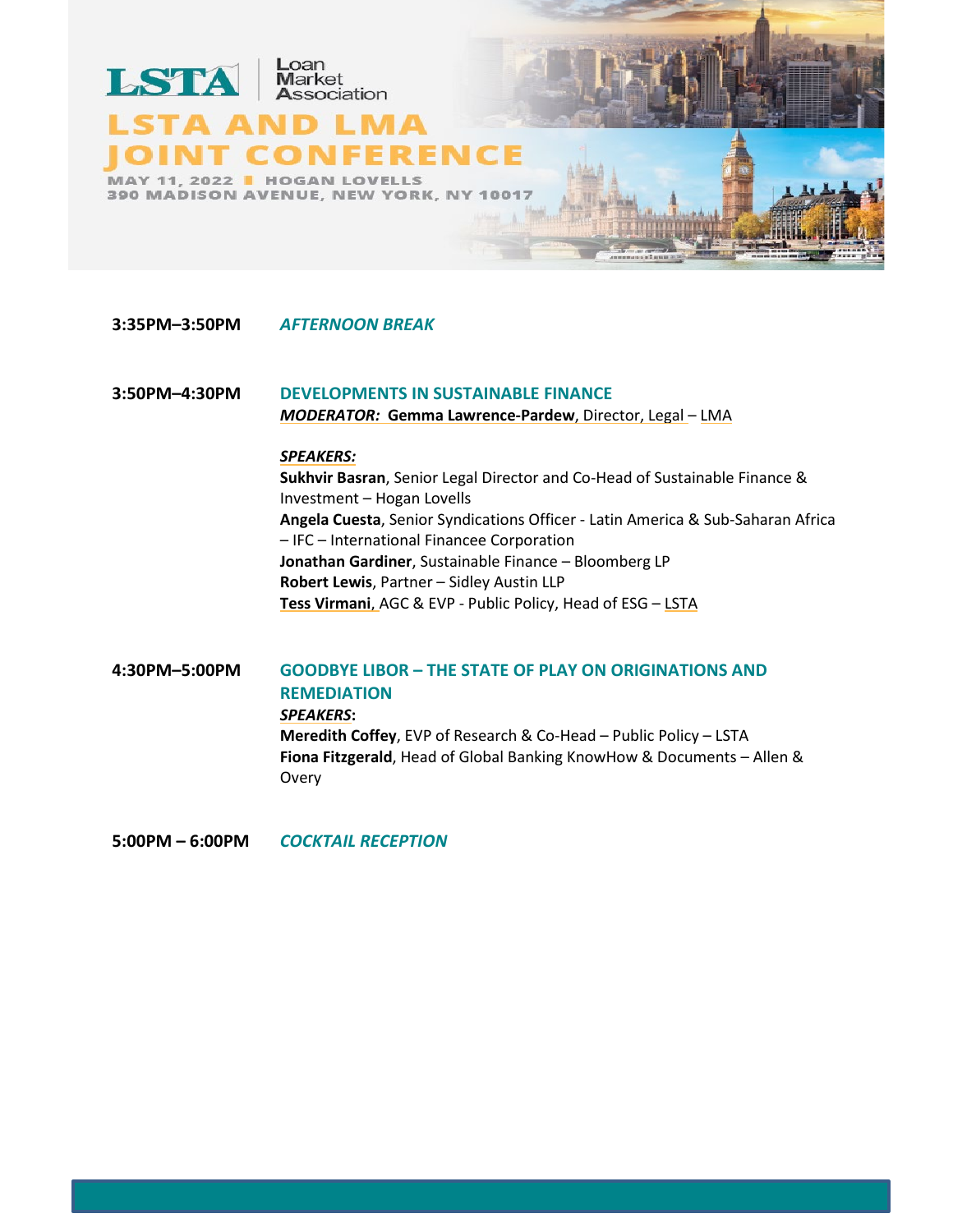# LSTA AND LMA JOINT CONFERENCE

MAY 11, 2022 | HOGAN LOVELLS
390 MADISON AVENUE, NEW YORK, NY 10017

**3:35PM–3:50PM** ***AFTERNOON BREAK***

**3:50PM–4:30PM** **DEVELOPMENTS IN SUSTAINABLE FINANCE**

***MODERATOR:*** **Gemma Lawrence-Pardew**, Director, Legal – LMA

***SPEAKERS:***

**Sukhvir Basran**, Senior Legal Director and Co-Head of Sustainable Finance & Investment – Hogan Lovells
**Angela Cuesta**, Senior Syndications Officer - Latin America & Sub-Saharan Africa – IFC – International Financee Corporation
**Jonathan Gardiner**, Sustainable Finance – Bloomberg LP
**Robert Lewis**, Partner – Sidley Austin LLP
**Tess Virmani**, AGC & EVP - Public Policy, Head of ESG – LSTA

**4:30PM–5:00PM** **GOODBYE LIBOR – THE STATE OF PLAY ON ORIGINATIONS AND REMEDIATION**

***SPEAKERS*:**

**Meredith Coffey**, EVP of Research & Co-Head – Public Policy – LSTA
**Fiona Fitzgerald**, Head of Global Banking KnowHow & Documents – Allen & Overy

**5:00PM – 6:00PM** ***COCKTAIL RECEPTION***